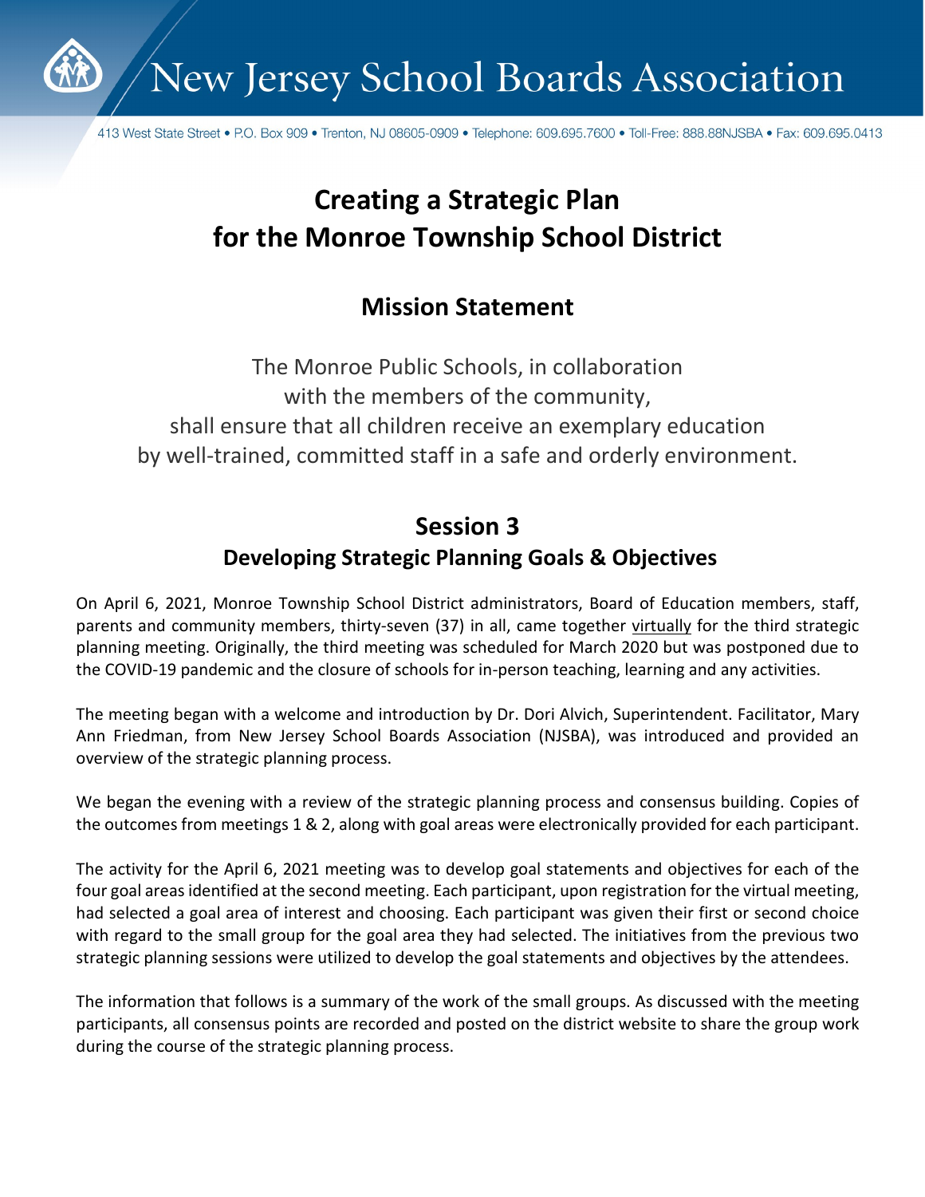# New Jersey School Boards Association

413 West State Street • P.O. Box 909 • Trenton, NJ 08605-0909 • Telephone: 609.695.7600 • Toll-Free: 888.88NJSBA • Fax: 609.695.0413

# Creating a Strategic Plan for the Monroe Township School District

## Mission Statement

The Monroe Public Schools, in collaboration
with the members of the community,
shall ensure that all children receive an exemplary education
by well-trained, committed staff in a safe and orderly environment.

## Session 3

### Developing Strategic Planning Goals & Objectives

On April 6, 2021, Monroe Township School District administrators, Board of Education members, staff, parents and community members, thirty-seven (37) in all, came together virtually for the third strategic planning meeting. Originally, the third meeting was scheduled for March 2020 but was postponed due to the COVID-19 pandemic and the closure of schools for in-person teaching, learning and any activities.

The meeting began with a welcome and introduction by Dr. Dori Alvich, Superintendent. Facilitator, Mary Ann Friedman, from New Jersey School Boards Association (NJSBA), was introduced and provided an overview of the strategic planning process.

We began the evening with a review of the strategic planning process and consensus building. Copies of the outcomes from meetings 1 & 2, along with goal areas were electronically provided for each participant.

The activity for the April 6, 2021 meeting was to develop goal statements and objectives for each of the four goal areas identified at the second meeting. Each participant, upon registration for the virtual meeting, had selected a goal area of interest and choosing. Each participant was given their first or second choice with regard to the small group for the goal area they had selected. The initiatives from the previous two strategic planning sessions were utilized to develop the goal statements and objectives by the attendees.

The information that follows is a summary of the work of the small groups. As discussed with the meeting participants, all consensus points are recorded and posted on the district website to share the group work during the course of the strategic planning process.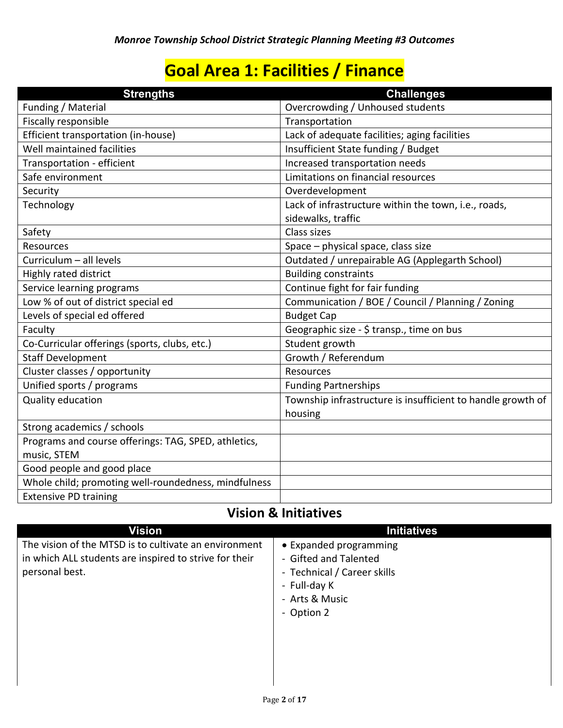*Monroe Township School District Strategic Planning Meeting #3 Outcomes*

# Goal Area 1: Facilities / Finance

| Strengths | Challenges |
|---|---|
| Funding / Material | Overcrowding / Unhoused students |
| Fiscally responsible | Transportation |
| Efficient transportation (in-house) | Lack of adequate facilities; aging facilities |
| Well maintained facilities | Insufficient State funding / Budget |
| Transportation - efficient | Increased transportation needs |
| Safe environment | Limitations on financial resources |
| Security | Overdevelopment |
| Technology | Lack of infrastructure within the town, i.e., roads, sidewalks, traffic |
| Safety | Class sizes |
| Resources | Space – physical space, class size |
| Curriculum – all levels | Outdated / unrepairable AG (Applegarth School) |
| Highly rated district | Building constraints |
| Service learning programs | Continue fight for fair funding |
| Low % of out of district special ed | Communication / BOE / Council / Planning / Zoning |
| Levels of special ed offered | Budget Cap |
| Faculty | Geographic size - $ transp., time on bus |
| Co-Curricular offerings (sports, clubs, etc.) | Student growth |
| Staff Development | Growth / Referendum |
| Cluster classes / opportunity | Resources |
| Unified sports / programs | Funding Partnerships |
| Quality education | Township infrastructure is insufficient to handle growth of housing |
| Strong academics / schools | |
| Programs and course offerings: TAG, SPED, athletics, music, STEM | |
| Good people and good place | |
| Whole child; promoting well-roundedness, mindfulness | |
| Extensive PD training | |

## Vision & Initiatives

| Vision | Initiatives |
|---|---|
| The vision of the MTSD is to cultivate an environment in which ALL students are inspired to strive for their personal best. | • Expanded programming<br>- Gifted and Talented<br>- Technical / Career skills<br>- Full-day K<br>- Arts & Music<br>- Option 2 |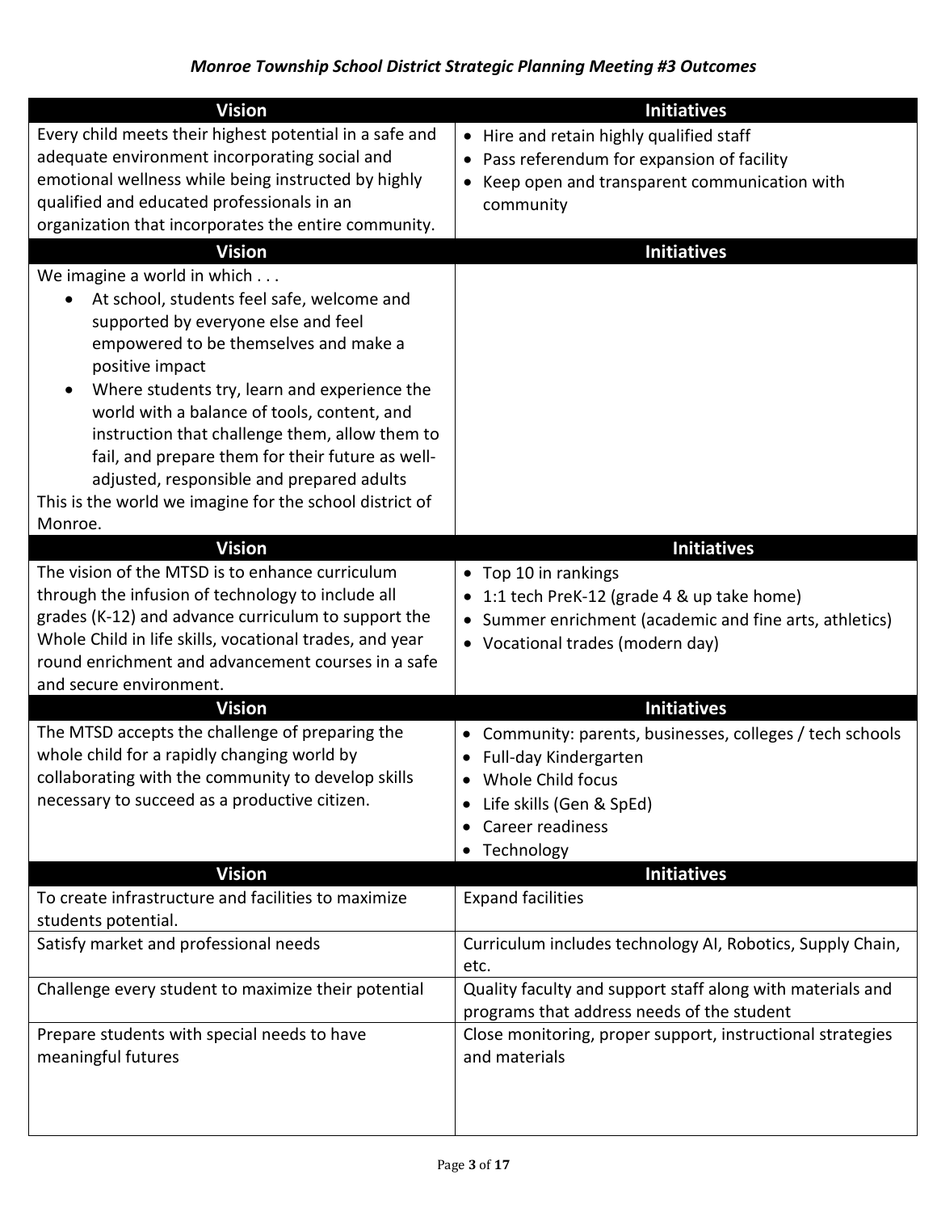### *Monroe Township School District Strategic Planning Meeting #3 Outcomes*

| Vision | Initiatives |
|---|---|
| Every child meets their highest potential in a safe and adequate environment incorporating social and emotional wellness while being instructed by highly qualified and educated professionals in an organization that incorporates the entire community. | • Hire and retain highly qualified staff<br>• Pass referendum for expansion of facility<br>• Keep open and transparent communication with community |
| **Vision** | **Initiatives** |
| We imagine a world in which . . .<br>• At school, students feel safe, welcome and supported by everyone else and feel empowered to be themselves and make a positive impact<br>• Where students try, learn and experience the world with a balance of tools, content, and instruction that challenge them, allow them to fail, and prepare them for their future as well-adjusted, responsible and prepared adults<br>This is the world we imagine for the school district of Monroe. | |
| **Vision** | **Initiatives** |
| The vision of the MTSD is to enhance curriculum through the infusion of technology to include all grades (K-12) and advance curriculum to support the Whole Child in life skills, vocational trades, and year round enrichment and advancement courses in a safe and secure environment. | • Top 10 in rankings<br>• 1:1 tech PreK-12 (grade 4 & up take home)<br>• Summer enrichment (academic and fine arts, athletics)<br>• Vocational trades (modern day) |
| **Vision** | **Initiatives** |
| The MTSD accepts the challenge of preparing the whole child for a rapidly changing world by collaborating with the community to develop skills necessary to succeed as a productive citizen. | • Community: parents, businesses, colleges / tech schools<br>• Full-day Kindergarten<br>• Whole Child focus<br>• Life skills (Gen & SpEd)<br>• Career readiness<br>• Technology |
| **Vision** | **Initiatives** |
| To create infrastructure and facilities to maximize students potential. | Expand facilities |
| Satisfy market and professional needs | Curriculum includes technology AI, Robotics, Supply Chain, etc. |
| Challenge every student to maximize their potential | Quality faculty and support staff along with materials and programs that address needs of the student |
| Prepare students with special needs to have meaningful futures | Close monitoring, proper support, instructional strategies and materials |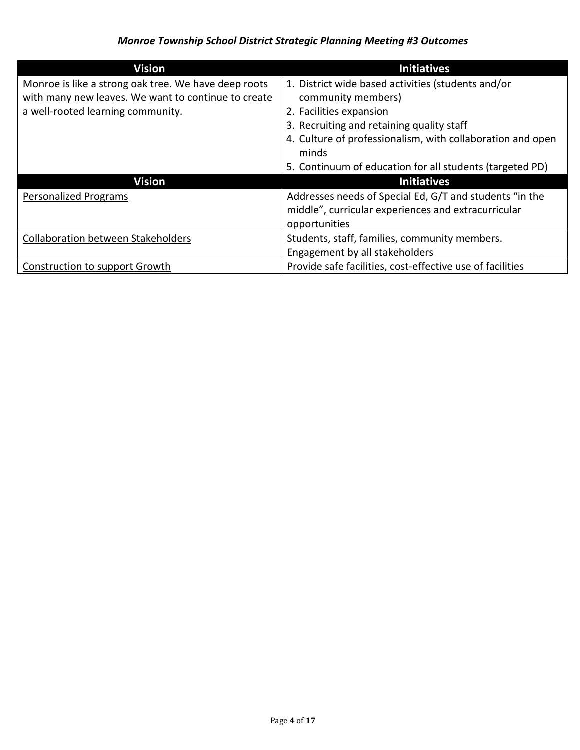***Monroe Township School District Strategic Planning Meeting #3 Outcomes***

| Vision | Initiatives |
|---|---|
| Monroe is like a strong oak tree. We have deep roots with many new leaves. We want to continue to create a well-rooted learning community. | 1. District wide based activities (students and/or community members)<br>2. Facilities expansion<br>3. Recruiting and retaining quality staff<br>4. Culture of professionalism, with collaboration and open minds<br>5. Continuum of education for all students (targeted PD) |
| **Vision** | **Initiatives** |
| <u>Personalized Programs</u> | Addresses needs of Special Ed, G/T and students "in the middle", curricular experiences and extracurricular opportunities |
| <u>Collaboration between Stakeholders</u> | Students, staff, families, community members. Engagement by all stakeholders |
| <u>Construction to support Growth</u> | Provide safe facilities, cost-effective use of facilities |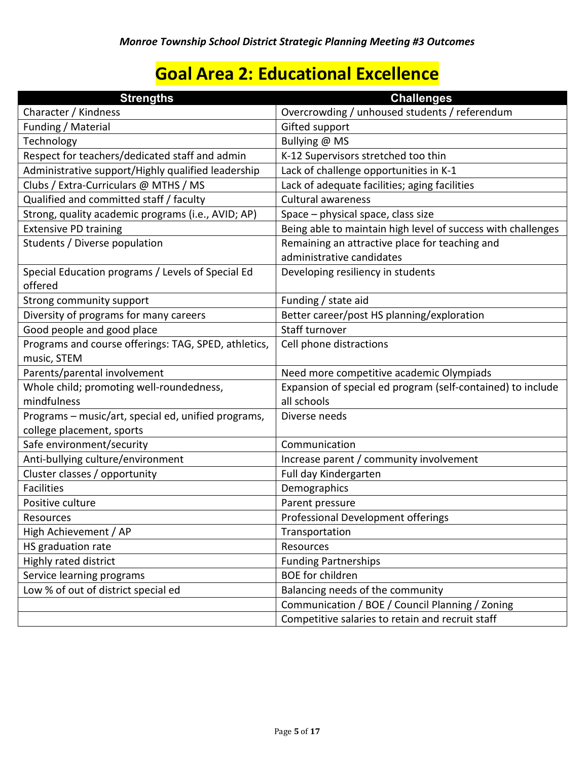*Monroe Township School District Strategic Planning Meeting #3 Outcomes*

# Goal Area 2: Educational Excellence

| Strengths | Challenges |
|---|---|
| Character / Kindness | Overcrowding / unhoused students / referendum |
| Funding / Material | Gifted support |
| Technology | Bullying @ MS |
| Respect for teachers/dedicated staff and admin | K-12 Supervisors stretched too thin |
| Administrative support/Highly qualified leadership | Lack of challenge opportunities in K-1 |
| Clubs / Extra-Curriculars @ MTHS / MS | Lack of adequate facilities; aging facilities |
| Qualified and committed staff / faculty | Cultural awareness |
| Strong, quality academic programs (i.e., AVID; AP) | Space – physical space, class size |
| Extensive PD training | Being able to maintain high level of success with challenges |
| Students / Diverse population | Remaining an attractive place for teaching and administrative candidates |
| Special Education programs / Levels of Special Ed offered | Developing resiliency in students |
| Strong community support | Funding / state aid |
| Diversity of programs for many careers | Better career/post HS planning/exploration |
| Good people and good place | Staff turnover |
| Programs and course offerings: TAG, SPED, athletics, music, STEM | Cell phone distractions |
| Parents/parental involvement | Need more competitive academic Olympiads |
| Whole child; promoting well-roundedness, mindfulness | Expansion of special ed program (self-contained) to include all schools |
| Programs – music/art, special ed, unified programs, college placement, sports | Diverse needs |
| Safe environment/security | Communication |
| Anti-bullying culture/environment | Increase parent / community involvement |
| Cluster classes / opportunity | Full day Kindergarten |
| Facilities | Demographics |
| Positive culture | Parent pressure |
| Resources | Professional Development offerings |
| High Achievement / AP | Transportation |
| HS graduation rate | Resources |
| Highly rated district | Funding Partnerships |
| Service learning programs | BOE for children |
| Low % of out of district special ed | Balancing needs of the community |
| | Communication / BOE / Council Planning / Zoning |
| | Competitive salaries to retain and recruit staff |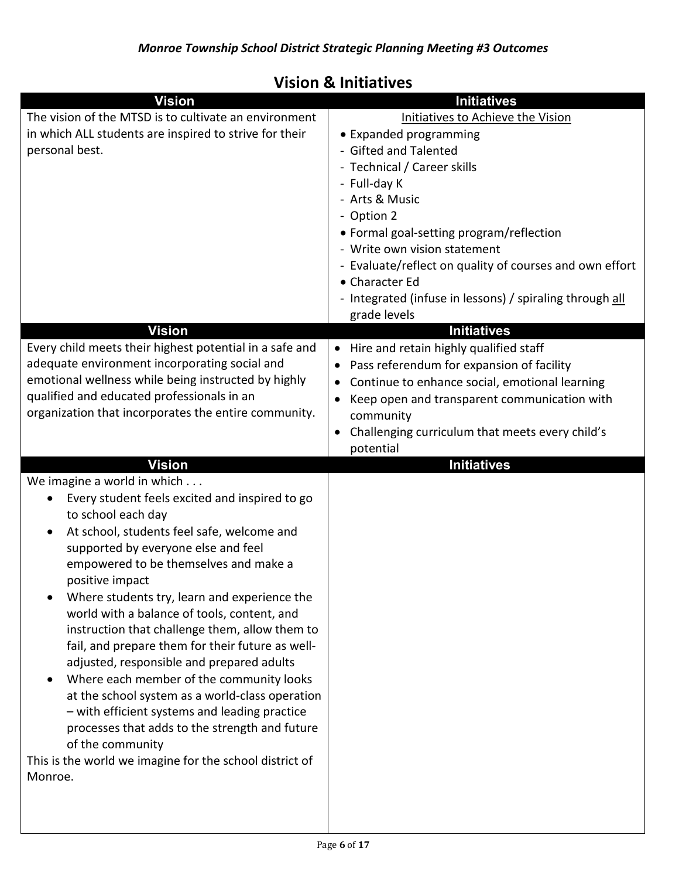## Vision & Initiatives

| Vision | Initiatives |
|---|---|
| The vision of the MTSD is to cultivate an environment in which ALL students are inspired to strive for their personal best. | Initiatives to Achieve the Vision<br>• Expanded programming<br>- Gifted and Talented<br>- Technical / Career skills<br>- Full-day K<br>- Arts & Music<br>- Option 2<br>• Formal goal-setting program/reflection<br>- Write own vision statement<br>- Evaluate/reflect on quality of courses and own effort<br>• Character Ed<br>- Integrated (infuse in lessons) / spiraling through all grade levels |
| **Vision** | **Initiatives** |
| Every child meets their highest potential in a safe and adequate environment incorporating social and emotional wellness while being instructed by highly qualified and educated professionals in an organization that incorporates the entire community. | • Hire and retain highly qualified staff<br>• Pass referendum for expansion of facility<br>• Continue to enhance social, emotional learning<br>• Keep open and transparent communication with community<br>• Challenging curriculum that meets every child's potential |
| **Vision** | **Initiatives** |
| We imagine a world in which . . .<br>• Every student feels excited and inspired to go to school each day<br>• At school, students feel safe, welcome and supported by everyone else and feel empowered to be themselves and make a positive impact<br>• Where students try, learn and experience the world with a balance of tools, content, and instruction that challenge them, allow them to fail, and prepare them for their future as well-adjusted, responsible and prepared adults<br>• Where each member of the community looks at the school system as a world-class operation – with efficient systems and leading practice processes that adds to the strength and future of the community<br>This is the world we imagine for the school district of Monroe. | |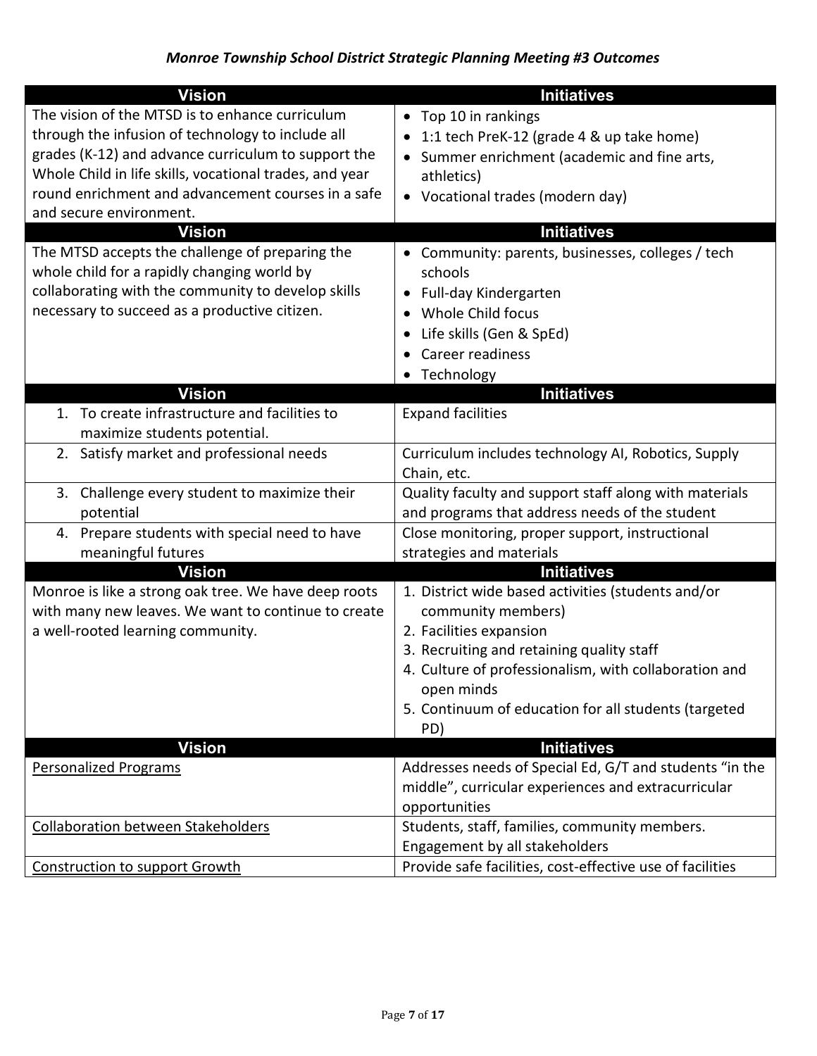***Monroe Township School District Strategic Planning Meeting #3 Outcomes***

| Vision | Initiatives |
|---|---|
| The vision of the MTSD is to enhance curriculum through the infusion of technology to include all grades (K-12) and advance curriculum to support the Whole Child in life skills, vocational trades, and year round enrichment and advancement courses in a safe and secure environment. | • Top 10 in rankings<br>• 1:1 tech PreK-12 (grade 4 & up take home)<br>• Summer enrichment (academic and fine arts, athletics)<br>• Vocational trades (modern day) |
| **Vision** | **Initiatives** |
| The MTSD accepts the challenge of preparing the whole child for a rapidly changing world by collaborating with the community to develop skills necessary to succeed as a productive citizen. | • Community: parents, businesses, colleges / tech schools<br>• Full-day Kindergarten<br>• Whole Child focus<br>• Life skills (Gen & SpEd)<br>• Career readiness<br>• Technology |
| **Vision** | **Initiatives** |
| 1. To create infrastructure and facilities to maximize students potential. | Expand facilities |
| 2. Satisfy market and professional needs | Curriculum includes technology AI, Robotics, Supply Chain, etc. |
| 3. Challenge every student to maximize their potential | Quality faculty and support staff along with materials and programs that address needs of the student |
| 4. Prepare students with special need to have meaningful futures | Close monitoring, proper support, instructional strategies and materials |
| **Vision** | **Initiatives** |
| Monroe is like a strong oak tree. We have deep roots with many new leaves. We want to continue to create a well-rooted learning community. | 1. District wide based activities (students and/or community members)<br>2. Facilities expansion<br>3. Recruiting and retaining quality staff<br>4. Culture of professionalism, with collaboration and open minds<br>5. Continuum of education for all students (targeted PD) |
| **Vision** | **Initiatives** |
| <u>Personalized Programs</u> | Addresses needs of Special Ed, G/T and students "in the middle", curricular experiences and extracurricular opportunities |
| <u>Collaboration between Stakeholders</u> | Students, staff, families, community members. Engagement by all stakeholders |
| <u>Construction to support Growth</u> | Provide safe facilities, cost-effective use of facilities |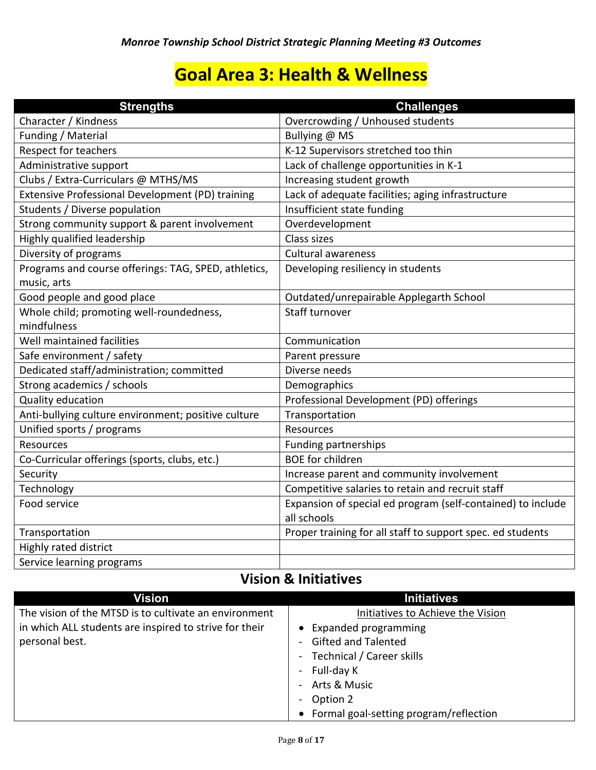*Monroe Township School District Strategic Planning Meeting #3 Outcomes*

# Goal Area 3: Health & Wellness

| Strengths | Challenges |
|---|---|
| Character / Kindness | Overcrowding / Unhoused students |
| Funding / Material | Bullying @ MS |
| Respect for teachers | K-12 Supervisors stretched too thin |
| Administrative support | Lack of challenge opportunities in K-1 |
| Clubs / Extra-Curriculars @ MTHS/MS | Increasing student growth |
| Extensive Professional Development (PD) training | Lack of adequate facilities; aging infrastructure |
| Students / Diverse population | Insufficient state funding |
| Strong community support & parent involvement | Overdevelopment |
| Highly qualified leadership | Class sizes |
| Diversity of programs | Cultural awareness |
| Programs and course offerings: TAG, SPED, athletics, music, arts | Developing resiliency in students |
| Good people and good place | Outdated/unrepairable Applegarth School |
| Whole child; promoting well-roundedness, mindfulness | Staff turnover |
| Well maintained facilities | Communication |
| Safe environment / safety | Parent pressure |
| Dedicated staff/administration; committed | Diverse needs |
| Strong academics / schools | Demographics |
| Quality education | Professional Development (PD) offerings |
| Anti-bullying culture environment; positive culture | Transportation |
| Unified sports / programs | Resources |
| Resources | Funding partnerships |
| Co-Curricular offerings (sports, clubs, etc.) | BOE for children |
| Security | Increase parent and community involvement |
| Technology | Competitive salaries to retain and recruit staff |
| Food service | Expansion of special ed program (self-contained) to include all schools |
| Transportation | Proper training for all staff to support spec. ed students |
| Highly rated district | |
| Service learning programs | |

## Vision & Initiatives

| Vision | Initiatives |
|---|---|
| The vision of the MTSD is to cultivate an environment in which ALL students are inspired to strive for their personal best. | Initiatives to Achieve the Vision<br>• Expanded programming<br>- Gifted and Talented<br>- Technical / Career skills<br>- Full-day K<br>- Arts & Music<br>- Option 2<br>• Formal goal-setting program/reflection |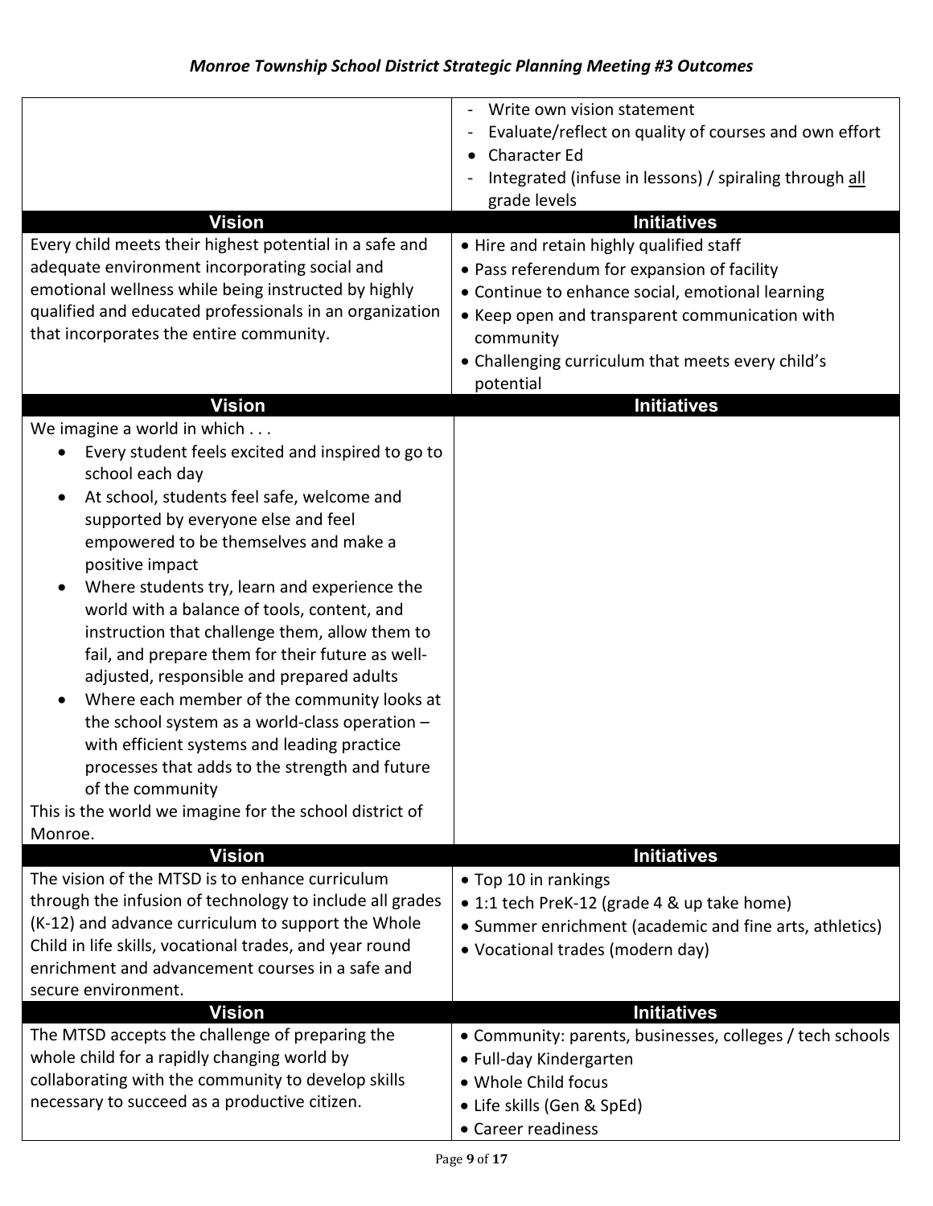| | |
|---|---|
| | - Write own vision statement<br>- Evaluate/reflect on quality of courses and own effort<br>• Character Ed<br>- Integrated (infuse in lessons) / spiraling through <u>all</u> grade levels |
| **Vision** | **Initiatives** |
| Every child meets their highest potential in a safe and adequate environment incorporating social and emotional wellness while being instructed by highly qualified and educated professionals in an organization that incorporates the entire community. | • Hire and retain highly qualified staff<br>• Pass referendum for expansion of facility<br>• Continue to enhance social, emotional learning<br>• Keep open and transparent communication with community<br>• Challenging curriculum that meets every child's potential |
| **Vision** | **Initiatives** |
| We imagine a world in which . . .<br>• Every student feels excited and inspired to go to school each day<br>• At school, students feel safe, welcome and supported by everyone else and feel empowered to be themselves and make a positive impact<br>• Where students try, learn and experience the world with a balance of tools, content, and instruction that challenge them, allow them to fail, and prepare them for their future as well-adjusted, responsible and prepared adults<br>• Where each member of the community looks at the school system as a world-class operation – with efficient systems and leading practice processes that adds to the strength and future of the community<br>This is the world we imagine for the school district of Monroe. | |
| **Vision** | **Initiatives** |
| The vision of the MTSD is to enhance curriculum through the infusion of technology to include all grades (K-12) and advance curriculum to support the Whole Child in life skills, vocational trades, and year round enrichment and advancement courses in a safe and secure environment. | • Top 10 in rankings<br>• 1:1 tech PreK-12 (grade 4 & up take home)<br>• Summer enrichment (academic and fine arts, athletics)<br>• Vocational trades (modern day) |
| **Vision** | **Initiatives** |
| The MTSD accepts the challenge of preparing the whole child for a rapidly changing world by collaborating with the community to develop skills necessary to succeed as a productive citizen. | • Community: parents, businesses, colleges / tech schools<br>• Full-day Kindergarten<br>• Whole Child focus<br>• Life skills (Gen & SpEd)<br>• Career readiness |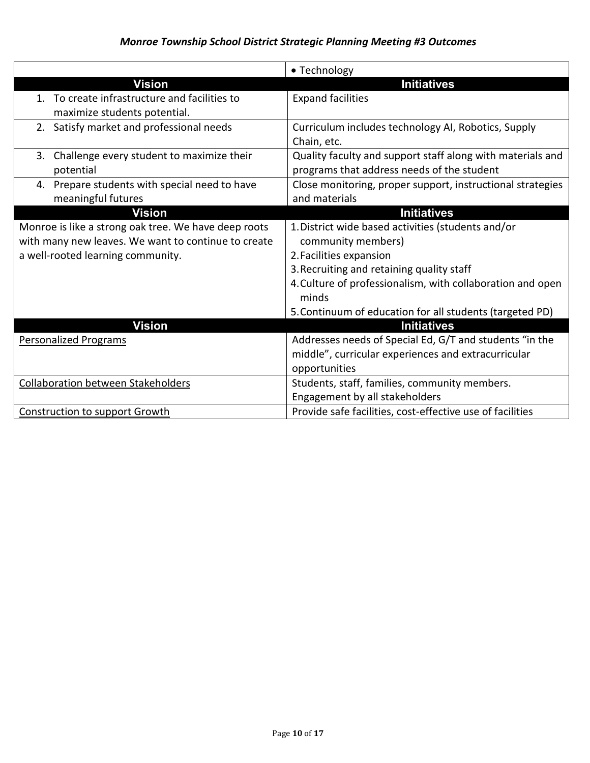*Monroe Township School District Strategic Planning Meeting #3 Outcomes*

| | |
|---|---|
| | • Technology |
| **Vision** | **Initiatives** |
| 1. To create infrastructure and facilities to maximize students potential. | Expand facilities |
| 2. Satisfy market and professional needs | Curriculum includes technology AI, Robotics, Supply Chain, etc. |
| 3. Challenge every student to maximize their potential | Quality faculty and support staff along with materials and programs that address needs of the student |
| 4. Prepare students with special need to have meaningful futures | Close monitoring, proper support, instructional strategies and materials |
| **Vision** | **Initiatives** |
| Monroe is like a strong oak tree. We have deep roots with many new leaves. We want to continue to create a well-rooted learning community. | 1. District wide based activities (students and/or community members)<br>2. Facilities expansion<br>3. Recruiting and retaining quality staff<br>4. Culture of professionalism, with collaboration and open minds<br>5. Continuum of education for all students (targeted PD) |
| **Vision** | **Initiatives** |
| <u>Personalized Programs</u> | Addresses needs of Special Ed, G/T and students "in the middle", curricular experiences and extracurricular opportunities |
| <u>Collaboration between Stakeholders</u> | Students, staff, families, community members. Engagement by all stakeholders |
| <u>Construction to support Growth</u> | Provide safe facilities, cost-effective use of facilities |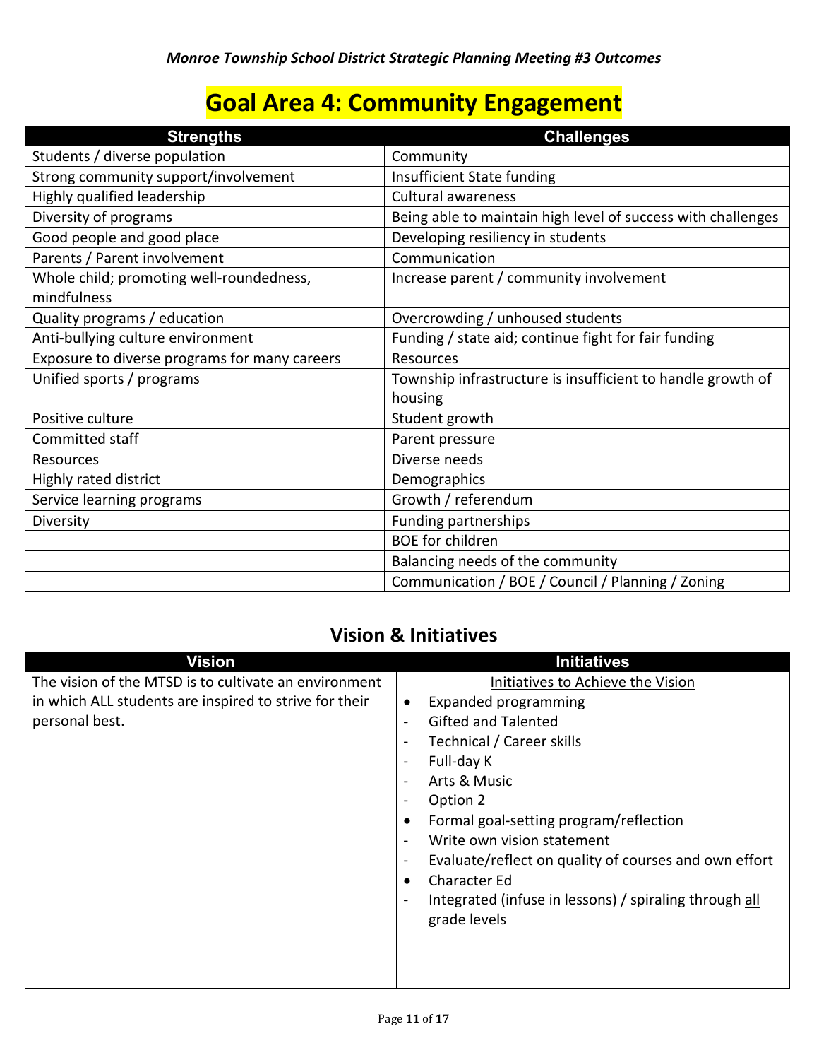# Goal Area 4: Community Engagement

| Strengths | Challenges |
|---|---|
| Students / diverse population | Community |
| Strong community support/involvement | Insufficient State funding |
| Highly qualified leadership | Cultural awareness |
| Diversity of programs | Being able to maintain high level of success with challenges |
| Good people and good place | Developing resiliency in students |
| Parents / Parent involvement | Communication |
| Whole child; promoting well-roundedness, mindfulness | Increase parent / community involvement |
| Quality programs / education | Overcrowding / unhoused students |
| Anti-bullying culture environment | Funding / state aid; continue fight for fair funding |
| Exposure to diverse programs for many careers | Resources |
| Unified sports / programs | Township infrastructure is insufficient to handle growth of housing |
| Positive culture | Student growth |
| Committed staff | Parent pressure |
| Resources | Diverse needs |
| Highly rated district | Demographics |
| Service learning programs | Growth / referendum |
| Diversity | Funding partnerships |
| | BOE for children |
| | Balancing needs of the community |
| | Communication / BOE / Council / Planning / Zoning |

## Vision & Initiatives

| Vision | Initiatives |
|---|---|
| The vision of the MTSD is to cultivate an environment in which ALL students are inspired to strive for their personal best. | Initiatives to Achieve the Vision<br>• Expanded programming<br>- Gifted and Talented<br>- Technical / Career skills<br>- Full-day K<br>- Arts & Music<br>- Option 2<br>• Formal goal-setting program/reflection<br>- Write own vision statement<br>- Evaluate/reflect on quality of courses and own effort<br>• Character Ed<br>- Integrated (infuse in lessons) / spiraling through all grade levels |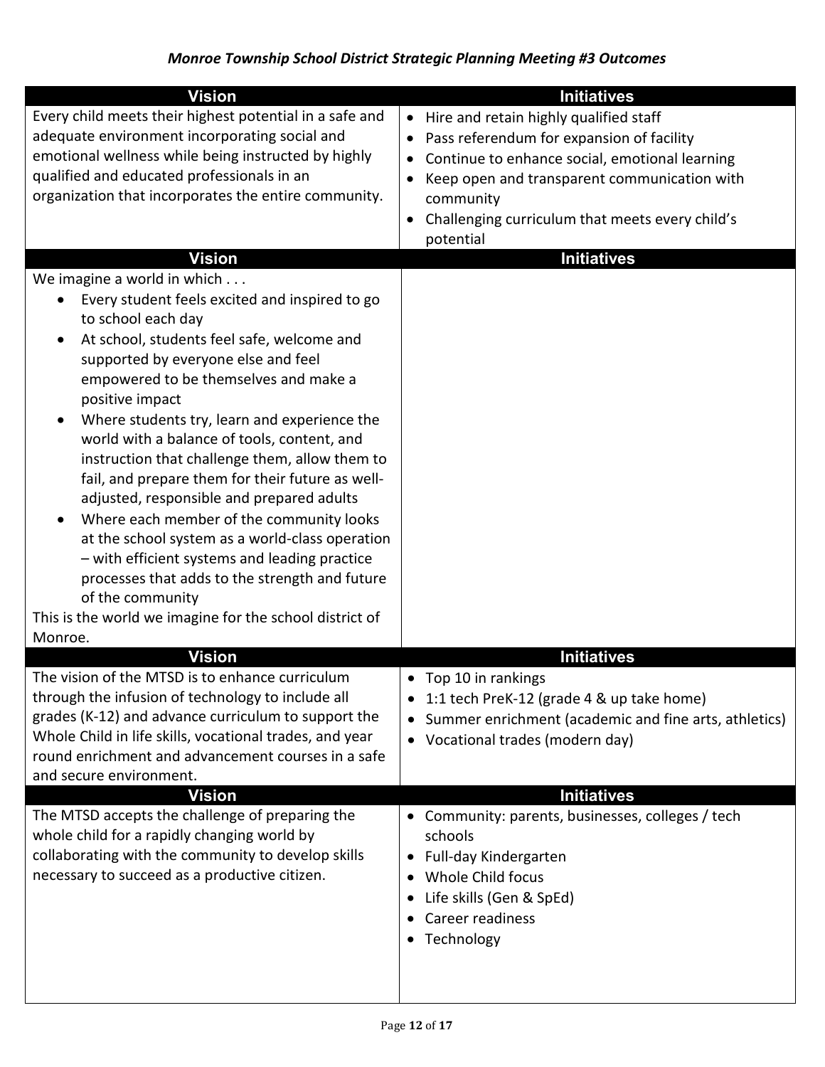### *Monroe Township School District Strategic Planning Meeting #3 Outcomes*

| Vision | Initiatives |
|---|---|
| Every child meets their highest potential in a safe and adequate environment incorporating social and emotional wellness while being instructed by highly qualified and educated professionals in an organization that incorporates the entire community. | • Hire and retain highly qualified staff<br>• Pass referendum for expansion of facility<br>• Continue to enhance social, emotional learning<br>• Keep open and transparent communication with community<br>• Challenging curriculum that meets every child's potential |
| **Vision** | **Initiatives** |
| We imagine a world in which . . .<br>• Every student feels excited and inspired to go to school each day<br>• At school, students feel safe, welcome and supported by everyone else and feel empowered to be themselves and make a positive impact<br>• Where students try, learn and experience the world with a balance of tools, content, and instruction that challenge them, allow them to fail, and prepare them for their future as well-adjusted, responsible and prepared adults<br>• Where each member of the community looks at the school system as a world-class operation – with efficient systems and leading practice processes that adds to the strength and future of the community<br>This is the world we imagine for the school district of Monroe. | |
| **Vision** | **Initiatives** |
| The vision of the MTSD is to enhance curriculum through the infusion of technology to include all grades (K-12) and advance curriculum to support the Whole Child in life skills, vocational trades, and year round enrichment and advancement courses in a safe and secure environment. | • Top 10 in rankings<br>• 1:1 tech PreK-12 (grade 4 & up take home)<br>• Summer enrichment (academic and fine arts, athletics)<br>• Vocational trades (modern day) |
| **Vision** | **Initiatives** |
| The MTSD accepts the challenge of preparing the whole child for a rapidly changing world by collaborating with the community to develop skills necessary to succeed as a productive citizen. | • Community: parents, businesses, colleges / tech schools<br>• Full-day Kindergarten<br>• Whole Child focus<br>• Life skills (Gen & SpEd)<br>• Career readiness<br>• Technology |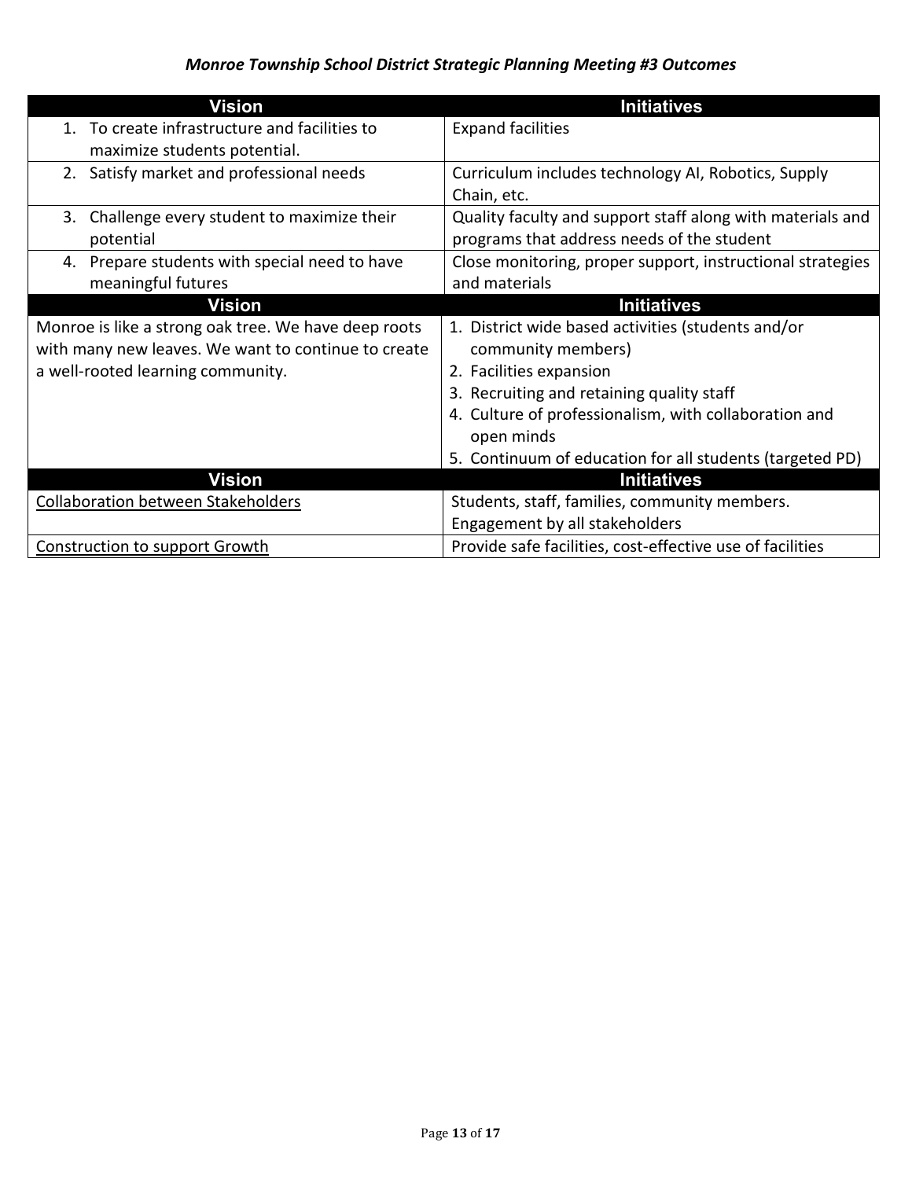*Monroe Township School District Strategic Planning Meeting #3 Outcomes*

| Vision | Initiatives |
|---|---|
| 1. To create infrastructure and facilities to maximize students potential. | Expand facilities |
| 2. Satisfy market and professional needs | Curriculum includes technology AI, Robotics, Supply Chain, etc. |
| 3. Challenge every student to maximize their potential | Quality faculty and support staff along with materials and programs that address needs of the student |
| 4. Prepare students with special need to have meaningful futures | Close monitoring, proper support, instructional strategies and materials |
| **Vision** | **Initiatives** |
| Monroe is like a strong oak tree. We have deep roots with many new leaves. We want to continue to create a well-rooted learning community. | 1. District wide based activities (students and/or community members)<br>2. Facilities expansion<br>3. Recruiting and retaining quality staff<br>4. Culture of professionalism, with collaboration and open minds<br>5. Continuum of education for all students (targeted PD) |
| **Vision** | **Initiatives** |
| <u>Collaboration between Stakeholders</u> | Students, staff, families, community members. Engagement by all stakeholders |
| <u>Construction to support Growth</u> | Provide safe facilities, cost-effective use of facilities |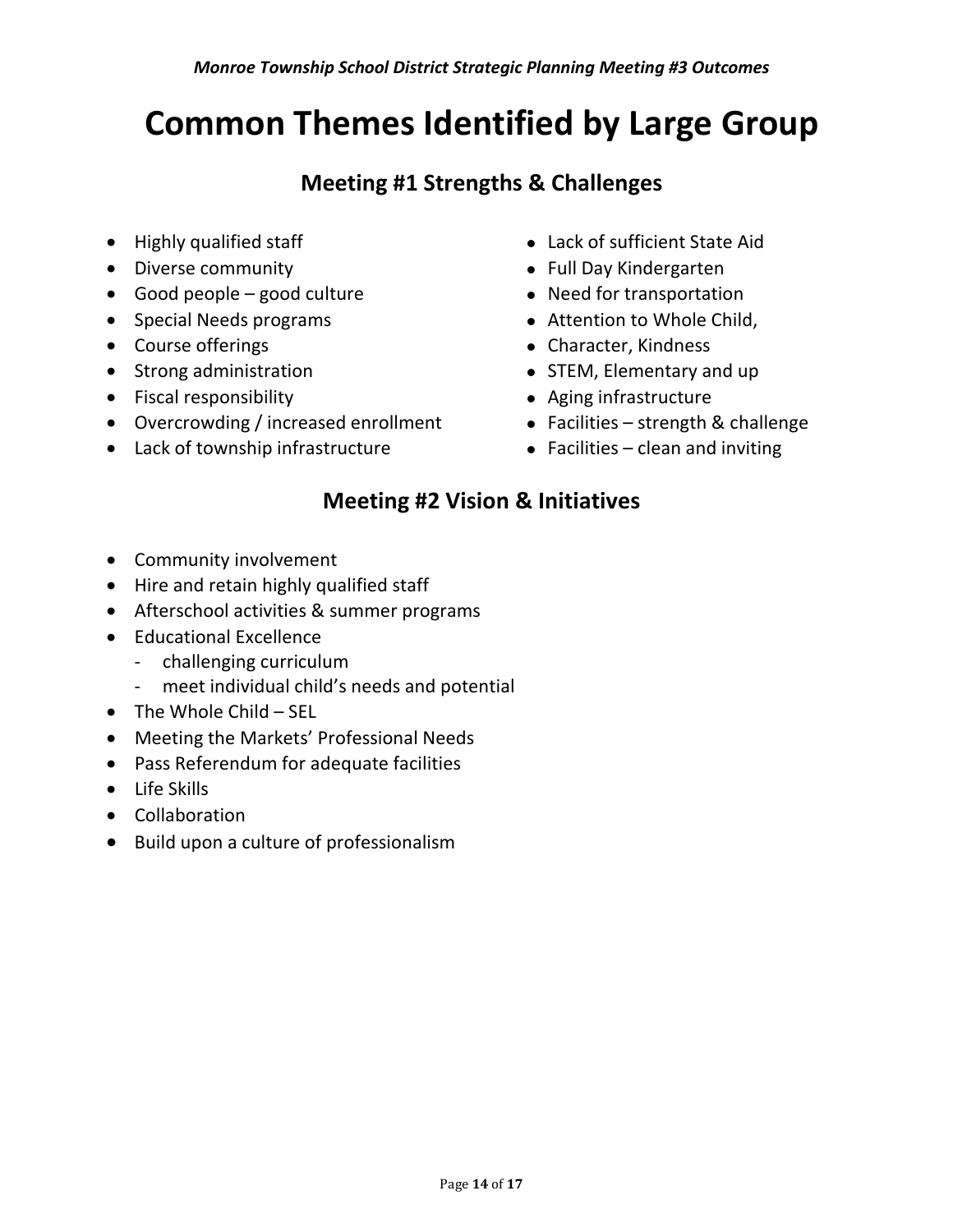# Common Themes Identified by Large Group

## Meeting #1 Strengths & Challenges

- Highly qualified staff
- Diverse community
- Good people – good culture
- Special Needs programs
- Course offerings
- Strong administration
- Fiscal responsibility
- Overcrowding / increased enrollment
- Lack of township infrastructure
- Lack of sufficient State Aid
- Full Day Kindergarten
- Need for transportation
- Attention to Whole Child,
- Character, Kindness
- STEM, Elementary and up
- Aging infrastructure
- Facilities – strength & challenge
- Facilities – clean and inviting

## Meeting #2 Vision & Initiatives

- Community involvement
- Hire and retain highly qualified staff
- Afterschool activities & summer programs
- Educational Excellence
  - challenging curriculum
  - meet individual child's needs and potential
- The Whole Child – SEL
- Meeting the Markets' Professional Needs
- Pass Referendum for adequate facilities
- Life Skills
- Collaboration
- Build upon a culture of professionalism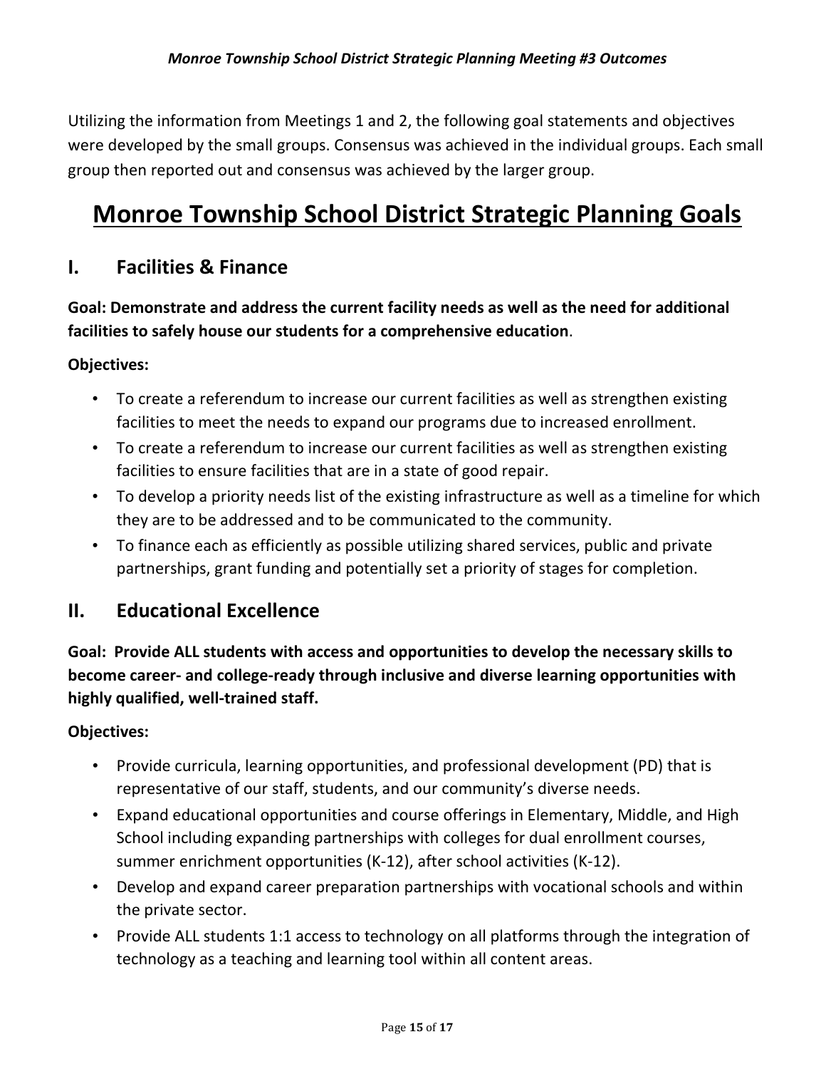Utilizing the information from Meetings 1 and 2, the following goal statements and objectives were developed by the small groups. Consensus was achieved in the individual groups. Each small group then reported out and consensus was achieved by the larger group.

# Monroe Township School District Strategic Planning Goals

## I. Facilities & Finance

**Goal: Demonstrate and address the current facility needs as well as the need for additional facilities to safely house our students for a comprehensive education**.

**Objectives:**

- To create a referendum to increase our current facilities as well as strengthen existing facilities to meet the needs to expand our programs due to increased enrollment.
- To create a referendum to increase our current facilities as well as strengthen existing facilities to ensure facilities that are in a state of good repair.
- To develop a priority needs list of the existing infrastructure as well as a timeline for which they are to be addressed and to be communicated to the community.
- To finance each as efficiently as possible utilizing shared services, public and private partnerships, grant funding and potentially set a priority of stages for completion.

## II. Educational Excellence

**Goal: Provide ALL students with access and opportunities to develop the necessary skills to become career- and college-ready through inclusive and diverse learning opportunities with highly qualified, well-trained staff.**

**Objectives:**

- Provide curricula, learning opportunities, and professional development (PD) that is representative of our staff, students, and our community's diverse needs.
- Expand educational opportunities and course offerings in Elementary, Middle, and High School including expanding partnerships with colleges for dual enrollment courses, summer enrichment opportunities (K-12), after school activities (K-12).
- Develop and expand career preparation partnerships with vocational schools and within the private sector.
- Provide ALL students 1:1 access to technology on all platforms through the integration of technology as a teaching and learning tool within all content areas.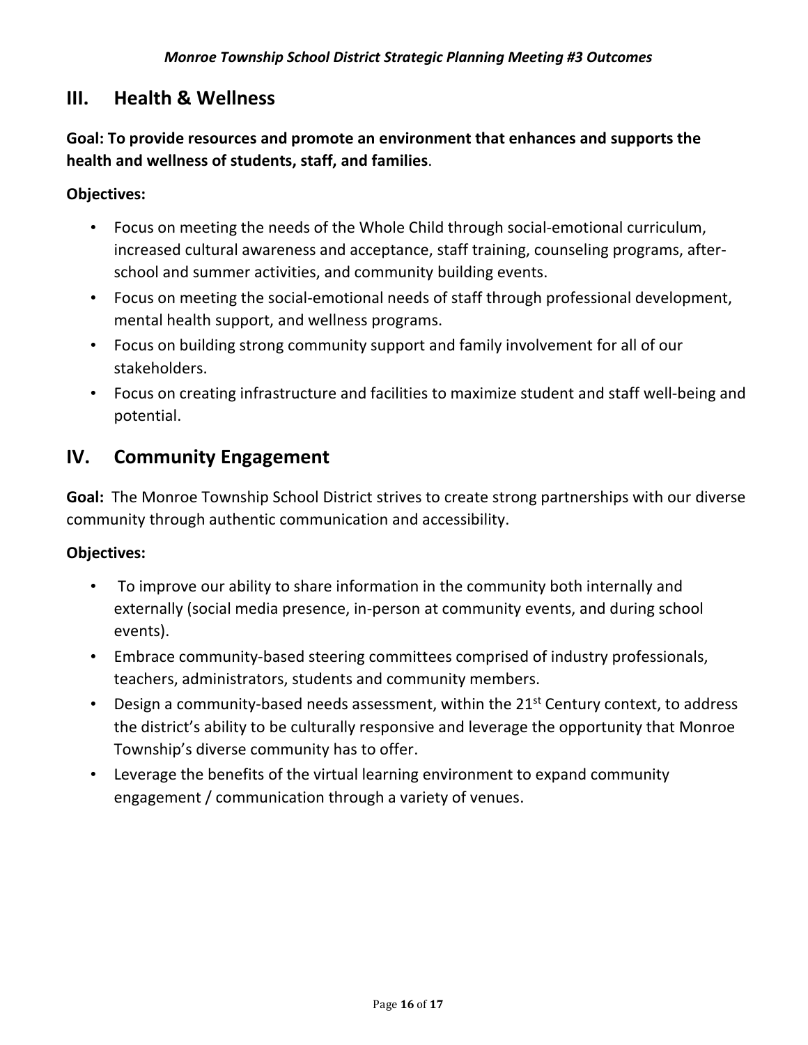## III. Health & Wellness

**Goal: To provide resources and promote an environment that enhances and supports the health and wellness of students, staff, and families**.

**Objectives:**

- Focus on meeting the needs of the Whole Child through social-emotional curriculum, increased cultural awareness and acceptance, staff training, counseling programs, after-school and summer activities, and community building events.
- Focus on meeting the social-emotional needs of staff through professional development, mental health support, and wellness programs.
- Focus on building strong community support and family involvement for all of our stakeholders.
- Focus on creating infrastructure and facilities to maximize student and staff well-being and potential.

## IV. Community Engagement

**Goal:** The Monroe Township School District strives to create strong partnerships with our diverse community through authentic communication and accessibility.

**Objectives:**

- To improve our ability to share information in the community both internally and externally (social media presence, in-person at community events, and during school events).
- Embrace community-based steering committees comprised of industry professionals, teachers, administrators, students and community members.
- Design a community-based needs assessment, within the 21st Century context, to address the district's ability to be culturally responsive and leverage the opportunity that Monroe Township's diverse community has to offer.
- Leverage the benefits of the virtual learning environment to expand community engagement / communication through a variety of venues.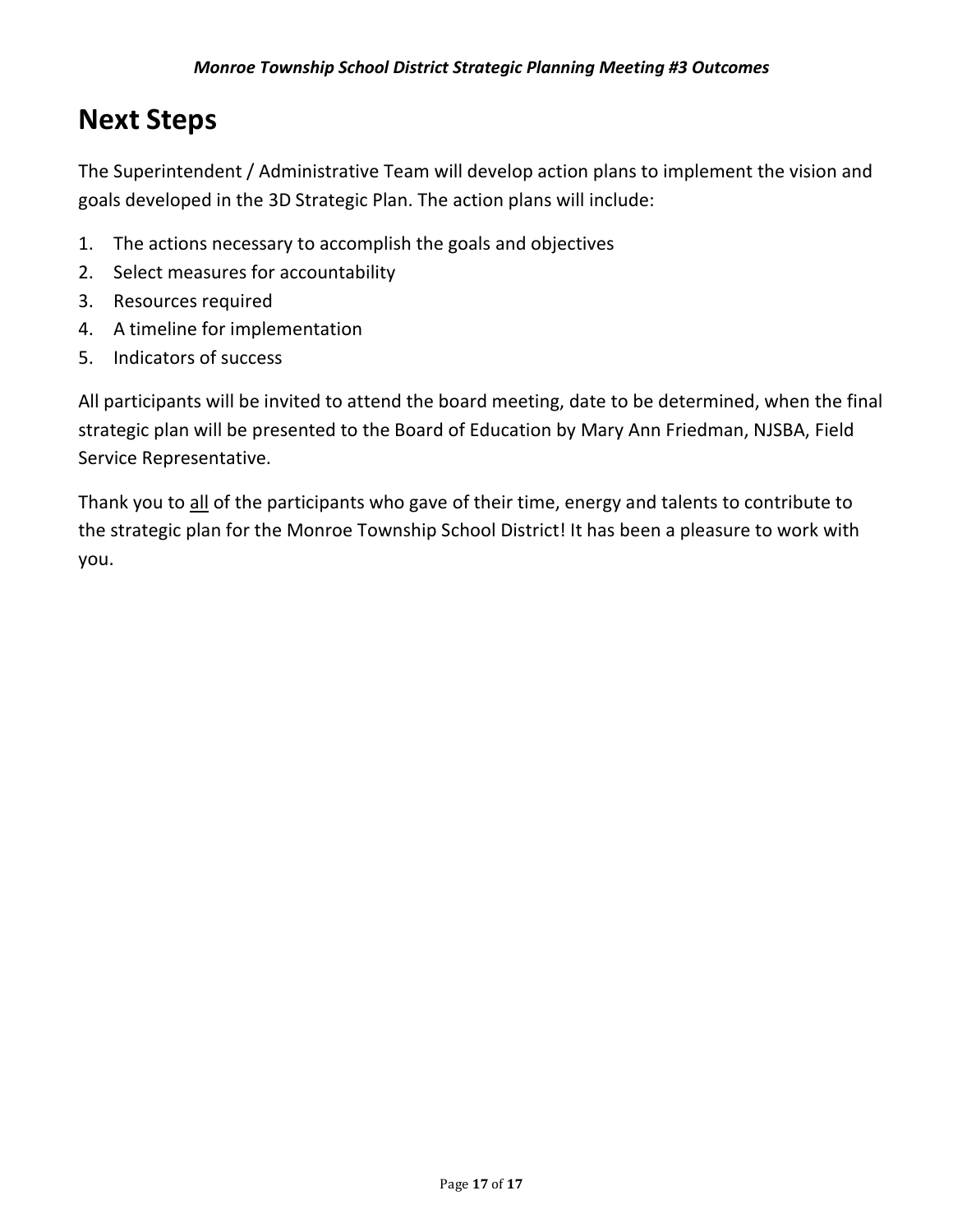# Next Steps

The Superintendent / Administrative Team will develop action plans to implement the vision and goals developed in the 3D Strategic Plan. The action plans will include:

1. The actions necessary to accomplish the goals and objectives
2. Select measures for accountability
3. Resources required
4. A timeline for implementation
5. Indicators of success

All participants will be invited to attend the board meeting, date to be determined, when the final strategic plan will be presented to the Board of Education by Mary Ann Friedman, NJSBA, Field Service Representative.

Thank you to <u>all</u> of the participants who gave of their time, energy and talents to contribute to the strategic plan for the Monroe Township School District! It has been a pleasure to work with you.